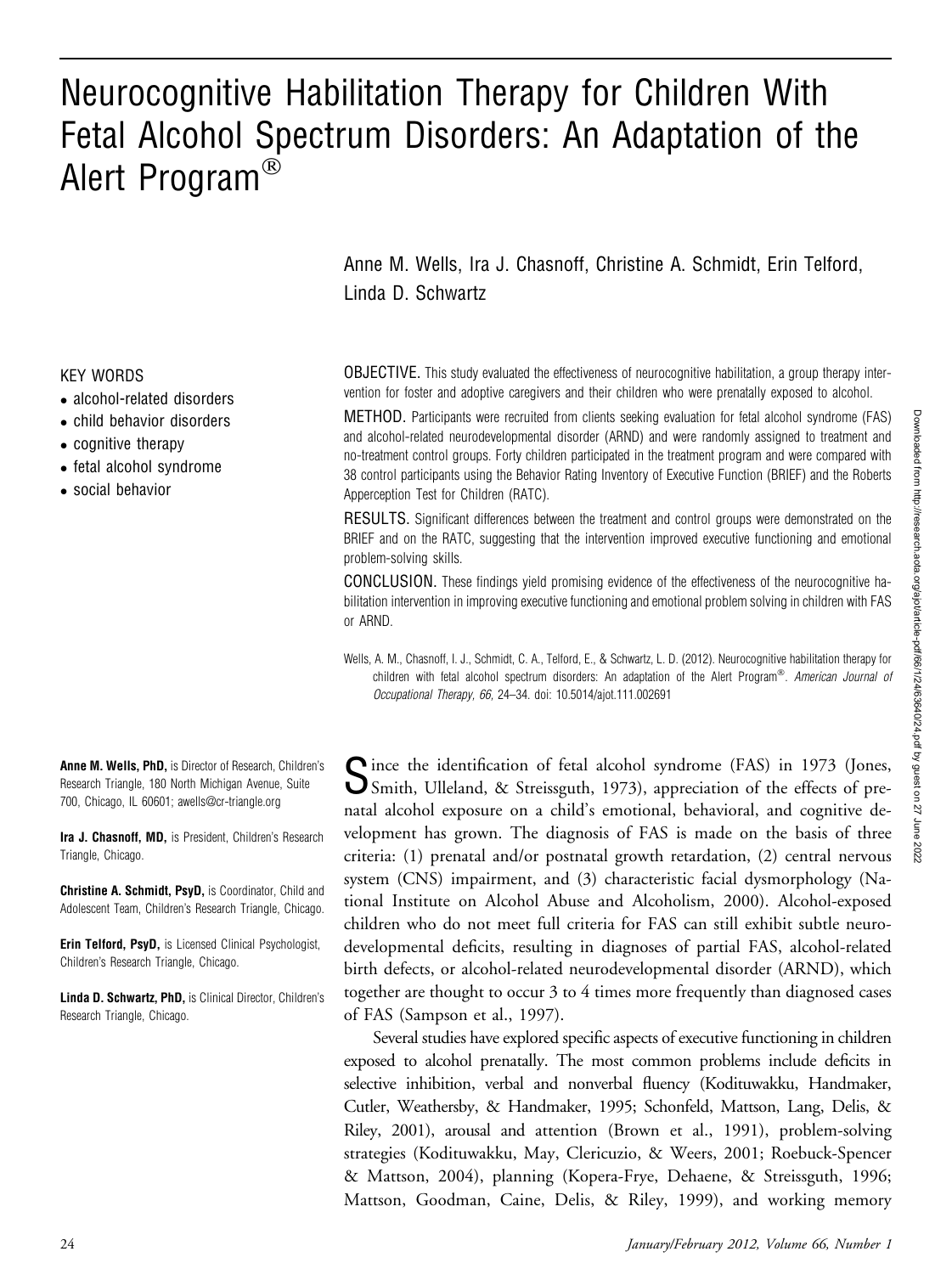# Neurocognitive Habilitation Therapy for Children With Fetal Alcohol Spectrum Disorders: An Adaptation of the Alert Program®

Anne M. Wells, Ira J. Chasnoff, Christine A. Schmidt, Erin Telford, Linda D. Schwartz

**KEY WORDS**

- alcohol-related disorders
- child behavior disorders
- cognitive therapy
- fetal alcohol syndrome
- social behavior

**OBJECTIVE.** This study evaluated the effectiveness of neurocognitive habilitation, a group therapy intervention for foster and adoptive caregivers and their children who were prenatally exposed to alcohol.

**METHOD.** Participants were recruited from clients seeking evaluation for fetal alcohol syndrome (FAS) and alcohol-related neurodevelopmental disorder (ARND) and were randomly assigned to treatment and no-treatment control groups. Forty children participated in the treatment program and were compared with 38 control participants using the Behavior Rating Inventory of Executive Function (BRIEF) and the Roberts Apperception Test for Children (RATC).

**RESULTS.** Significant differences between the treatment and control groups were demonstrated on the BRIEF and on the RATC, suggesting that the intervention improved executive functioning and emotional problem-solving skills.

**CONCLUSION.** These findings yield promising evidence of the effectiveness of the neurocognitive habilitation intervention in improving executive functioning and emotional problem solving in children with FAS or ARND.

Wells, A. M., Chasnoff, I. J., Schmidt, C. A., Telford, E., & Schwartz, L. D. (2012). Neurocognitive habilitation therapy for children with fetal alcohol spectrum disorders: An adaptation of the Alert Program®. *American Journal of Occupational Therapy, 66*, 24–34. doi: 10.5014/ajot.111.002691

**Anne M. Wells, PhD,** is Director of Research, Children's Research Triangle, 180 North Michigan Avenue, Suite 700, Chicago, IL 60601; awells@cr-triangle.org

**Ira J. Chasnoff, MD,** is President, Children's Research Triangle, Chicago.

**Christine A. Schmidt, PsyD,** is Coordinator, Child and Adolescent Team, Children's Research Triangle, Chicago.

**Erin Telford, PsyD,** is Licensed Clinical Psychologist, Children's Research Triangle, Chicago.

**Linda D. Schwartz, PhD,** is Clinical Director, Children's Research Triangle, Chicago.

Since the identification of fetal alcohol syndrome (FAS) in 1973 (Jones, Smith, Ulleland, & Streissguth, 1973), appreciation of the effects of prenatal alcohol exposure on a child's emotional, behavioral, and cognitive development has grown. The diagnosis of FAS is made on the basis of three criteria: (1) prenatal and/or postnatal growth retardation, (2) central nervous system (CNS) impairment, and (3) characteristic facial dysmorphology (National Institute on Alcohol Abuse and Alcoholism, 2000). Alcohol-exposed children who do not meet full criteria for FAS can still exhibit subtle neurodevelopmental deficits, resulting in diagnoses of partial FAS, alcohol-related birth defects, or alcohol-related neurodevelopmental disorder (ARND), which together are thought to occur 3 to 4 times more frequently than diagnosed cases of FAS (Sampson et al., 1997).

Several studies have explored specific aspects of executive functioning in children exposed to alcohol prenatally. The most common problems include deficits in selective inhibition, verbal and nonverbal fluency (Kodituwakku, Handmaker, Cutler, Weathersby, & Handmaker, 1995; Schonfeld, Mattson, Lang, Delis, & Riley, 2001), arousal and attention (Brown et al., 1991), problem-solving strategies (Kodituwakku, May, Clericuzio, & Weers, 2001; Roebuck-Spencer & Mattson, 2004), planning (Kopera-Frye, Dehaene, & Streissguth, 1996; Mattson, Goodman, Caine, Delis, & Riley, 1999), and working memory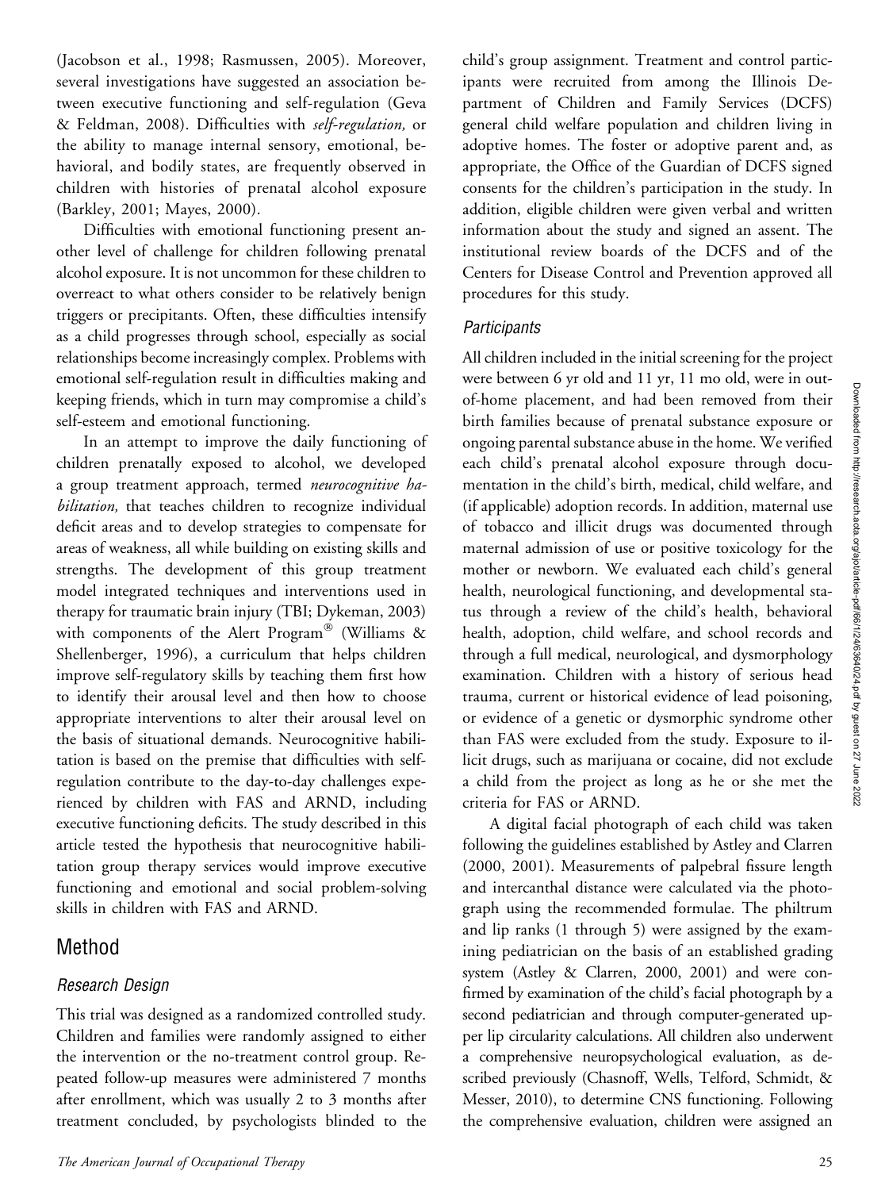(Jacobson et al., 1998; Rasmussen, 2005). Moreover, several investigations have suggested an association between executive functioning and self-regulation (Geva & Feldman, 2008). Difficulties with *self-regulation,* or the ability to manage internal sensory, emotional, behavioral, and bodily states, are frequently observed in children with histories of prenatal alcohol exposure (Barkley, 2001; Mayes, 2000).

Difficulties with emotional functioning present another level of challenge for children following prenatal alcohol exposure. It is not uncommon for these children to overreact to what others consider to be relatively benign triggers or precipitants. Often, these difficulties intensify as a child progresses through school, especially as social relationships become increasingly complex. Problems with emotional self-regulation result in difficulties making and keeping friends, which in turn may compromise a child's self-esteem and emotional functioning.

In an attempt to improve the daily functioning of children prenatally exposed to alcohol, we developed a group treatment approach, termed *neurocognitive habilitation,* that teaches children to recognize individual deficit areas and to develop strategies to compensate for areas of weakness, all while building on existing skills and strengths. The development of this group treatment model integrated techniques and interventions used in therapy for traumatic brain injury (TBI; Dykeman, 2003) with components of the Alert Program® (Williams & Shellenberger, 1996), a curriculum that helps children improve self-regulatory skills by teaching them first how to identify their arousal level and then how to choose appropriate interventions to alter their arousal level on the basis of situational demands. Neurocognitive habilitation is based on the premise that difficulties with self-regulation contribute to the day-to-day challenges experienced by children with FAS and ARND, including executive functioning deficits. The study described in this article tested the hypothesis that neurocognitive habilitation group therapy services would improve executive functioning and emotional and social problem-solving skills in children with FAS and ARND.

## Method

### *Research Design*

This trial was designed as a randomized controlled study. Children and families were randomly assigned to either the intervention or the no-treatment control group. Repeated follow-up measures were administered 7 months after enrollment, which was usually 2 to 3 months after treatment concluded, by psychologists blinded to the child's group assignment. Treatment and control participants were recruited from among the Illinois Department of Children and Family Services (DCFS) general child welfare population and children living in adoptive homes. The foster or adoptive parent and, as appropriate, the Office of the Guardian of DCFS signed consents for the children's participation in the study. In addition, eligible children were given verbal and written information about the study and signed an assent. The institutional review boards of the DCFS and of the Centers for Disease Control and Prevention approved all procedures for this study.

### *Participants*

All children included in the initial screening for the project were between 6 yr old and 11 yr, 11 mo old, were in out-of-home placement, and had been removed from their birth families because of prenatal substance exposure or ongoing parental substance abuse in the home. We verified each child's prenatal alcohol exposure through documentation in the child's birth, medical, child welfare, and (if applicable) adoption records. In addition, maternal use of tobacco and illicit drugs was documented through maternal admission of use or positive toxicology for the mother or newborn. We evaluated each child's general health, neurological functioning, and developmental status through a review of the child's health, behavioral health, adoption, child welfare, and school records and through a full medical, neurological, and dysmorphology examination. Children with a history of serious head trauma, current or historical evidence of lead poisoning, or evidence of a genetic or dysmorphic syndrome other than FAS were excluded from the study. Exposure to illicit drugs, such as marijuana or cocaine, did not exclude a child from the project as long as he or she met the criteria for FAS or ARND.

A digital facial photograph of each child was taken following the guidelines established by Astley and Clarren (2000, 2001). Measurements of palpebral fissure length and intercanthal distance were calculated via the photograph using the recommended formulae. The philtrum and lip ranks (1 through 5) were assigned by the examining pediatrician on the basis of an established grading system (Astley & Clarren, 2000, 2001) and were confirmed by examination of the child's facial photograph by a second pediatrician and through computer-generated upper lip circularity calculations. All children also underwent a comprehensive neuropsychological evaluation, as described previously (Chasnoff, Wells, Telford, Schmidt, & Messer, 2010), to determine CNS functioning. Following the comprehensive evaluation, children were assigned an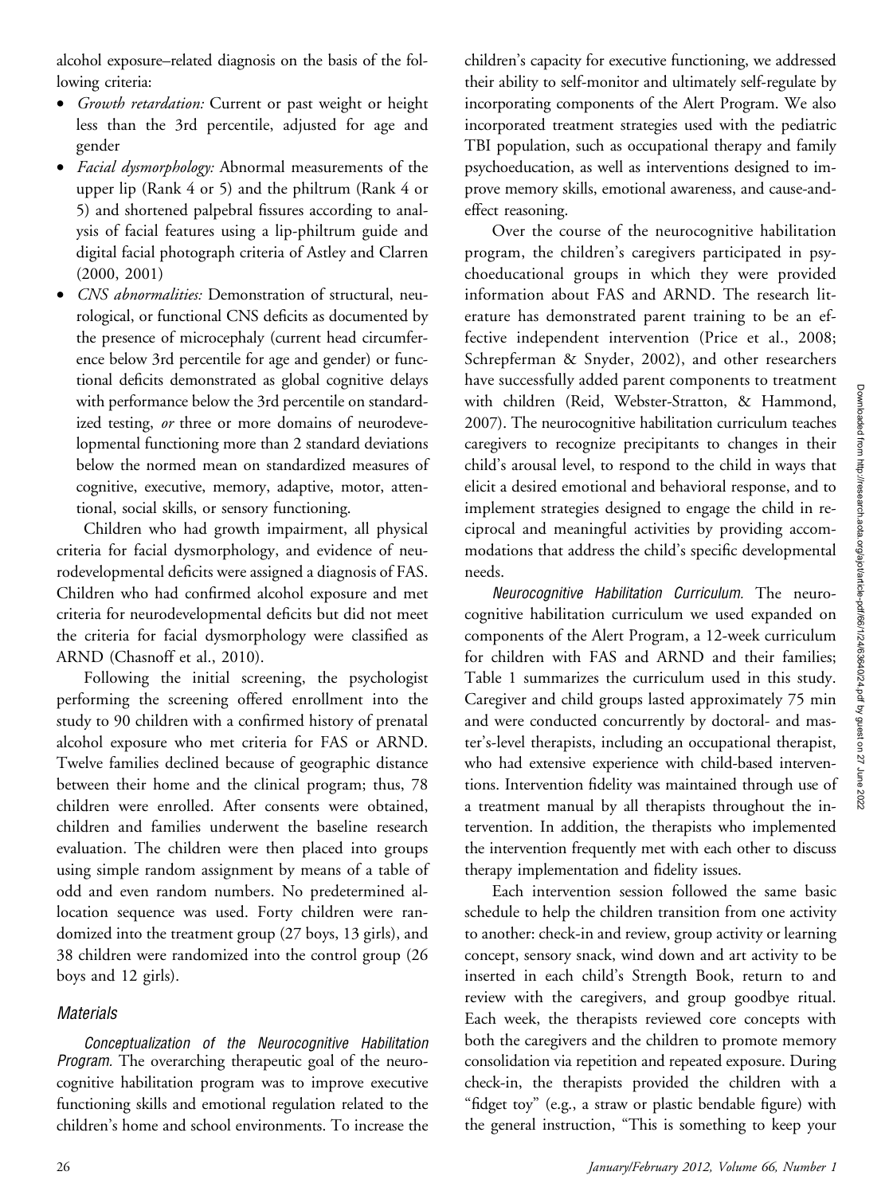alcohol exposure–related diagnosis on the basis of the following criteria:

- *Growth retardation:* Current or past weight or height less than the 3rd percentile, adjusted for age and gender
- *Facial dysmorphology:* Abnormal measurements of the upper lip (Rank 4 or 5) and the philtrum (Rank 4 or 5) and shortened palpebral fissures according to analysis of facial features using a lip-philtrum guide and digital facial photograph criteria of Astley and Clarren (2000, 2001)
- *CNS abnormalities:* Demonstration of structural, neurological, or functional CNS deficits as documented by the presence of microcephaly (current head circumference below 3rd percentile for age and gender) or functional deficits demonstrated as global cognitive delays with performance below the 3rd percentile on standardized testing, *or* three or more domains of neurodevelopmental functioning more than 2 standard deviations below the normed mean on standardized measures of cognitive, executive, memory, adaptive, motor, attentional, social skills, or sensory functioning.

Children who had growth impairment, all physical criteria for facial dysmorphology, and evidence of neurodevelopmental deficits were assigned a diagnosis of FAS. Children who had confirmed alcohol exposure and met criteria for neurodevelopmental deficits but did not meet the criteria for facial dysmorphology were classified as ARND (Chasnoff et al., 2010).

Following the initial screening, the psychologist performing the screening offered enrollment into the study to 90 children with a confirmed history of prenatal alcohol exposure who met criteria for FAS or ARND. Twelve families declined because of geographic distance between their home and the clinical program; thus, 78 children were enrolled. After consents were obtained, children and families underwent the baseline research evaluation. The children were then placed into groups using simple random assignment by means of a table of odd and even random numbers. No predetermined allocation sequence was used. Forty children were randomized into the treatment group (27 boys, 13 girls), and 38 children were randomized into the control group (26 boys and 12 girls).

### Materials

*Conceptualization of the Neurocognitive Habilitation Program.* The overarching therapeutic goal of the neurocognitive habilitation program was to improve executive functioning skills and emotional regulation related to the children's home and school environments. To increase the children's capacity for executive functioning, we addressed their ability to self-monitor and ultimately self-regulate by incorporating components of the Alert Program. We also incorporated treatment strategies used with the pediatric TBI population, such as occupational therapy and family psychoeducation, as well as interventions designed to improve memory skills, emotional awareness, and cause-and-effect reasoning.

Over the course of the neurocognitive habilitation program, the children's caregivers participated in psychoeducational groups in which they were provided information about FAS and ARND. The research literature has demonstrated parent training to be an effective independent intervention (Price et al., 2008; Schrepferman & Snyder, 2002), and other researchers have successfully added parent components to treatment with children (Reid, Webster-Stratton, & Hammond, 2007). The neurocognitive habilitation curriculum teaches caregivers to recognize precipitants to changes in their child's arousal level, to respond to the child in ways that elicit a desired emotional and behavioral response, and to implement strategies designed to engage the child in reciprocal and meaningful activities by providing accommodations that address the child's specific developmental needs.

*Neurocognitive Habilitation Curriculum.* The neurocognitive habilitation curriculum we used expanded on components of the Alert Program, a 12-week curriculum for children with FAS and ARND and their families; Table 1 summarizes the curriculum used in this study. Caregiver and child groups lasted approximately 75 min and were conducted concurrently by doctoral- and master's-level therapists, including an occupational therapist, who had extensive experience with child-based interventions. Intervention fidelity was maintained through use of a treatment manual by all therapists throughout the intervention. In addition, the therapists who implemented the intervention frequently met with each other to discuss therapy implementation and fidelity issues.

Each intervention session followed the same basic schedule to help the children transition from one activity to another: check-in and review, group activity or learning concept, sensory snack, wind down and art activity to be inserted in each child's Strength Book, return to and review with the caregivers, and group goodbye ritual. Each week, the therapists reviewed core concepts with both the caregivers and the children to promote memory consolidation via repetition and repeated exposure. During check-in, the therapists provided the children with a "fidget toy" (e.g., a straw or plastic bendable figure) with the general instruction, "This is something to keep your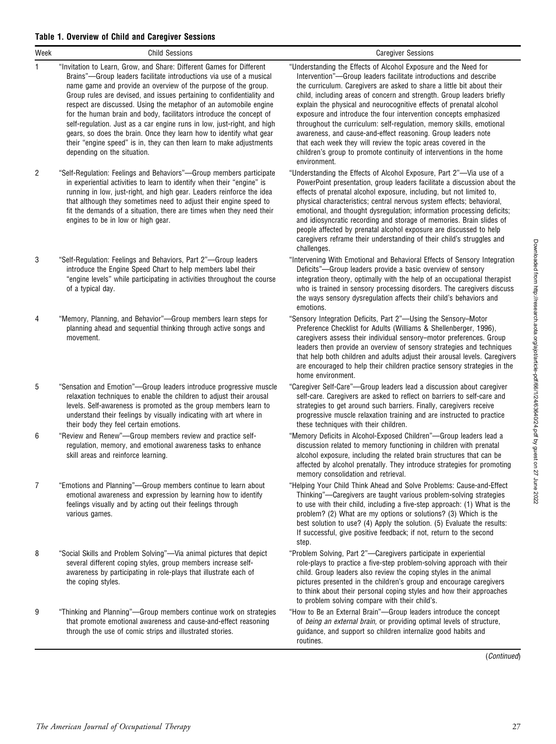**Table 1. Overview of Child and Caregiver Sessions**

| Week | Child Sessions | Caregiver Sessions |
|---|---|---|
| 1 | "Invitation to Learn, Grow, and Share: Different Games for Different Brains"—Group leaders facilitate introductions via use of a musical name game and provide an overview of the purpose of the group. Group rules are devised, and issues pertaining to confidentiality and respect are discussed. Using the metaphor of an automobile engine for the human brain and body, facilitators introduce the concept of self-regulation. Just as a car engine runs in low, just-right, and high gears, so does the brain. Once they learn how to identify what gear their "engine speed" is in, they can then learn to make adjustments depending on the situation. | "Understanding the Effects of Alcohol Exposure and the Need for Intervention"—Group leaders facilitate introductions and describe the curriculum. Caregivers are asked to share a little bit about their child, including areas of concern and strength. Group leaders briefly explain the physical and neurocognitive effects of prenatal alcohol exposure and introduce the four intervention concepts emphasized throughout the curriculum: self-regulation, memory skills, emotional awareness, and cause-and-effect reasoning. Group leaders note that each week they will review the topic areas covered in the children's group to promote continuity of interventions in the home environment. |
| 2 | "Self-Regulation: Feelings and Behaviors"—Group members participate in experiential activities to learn to identify when their "engine" is running in low, just-right, and high gear. Leaders reinforce the idea that although they sometimes need to adjust their engine speed to fit the demands of a situation, there are times when they need their engines to be in low or high gear. | "Understanding the Effects of Alcohol Exposure, Part 2"—Via use of a PowerPoint presentation, group leaders facilitate a discussion about the effects of prenatal alcohol exposure, including, but not limited to, physical characteristics; central nervous system effects; behavioral, emotional, and thought dysregulation; information processing deficits; and idiosyncratic recording and storage of memories. Brain slides of people affected by prenatal alcohol exposure are discussed to help caregivers reframe their understanding of their child's struggles and challenges. |
| 3 | "Self-Regulation: Feelings and Behaviors, Part 2"—Group leaders introduce the Engine Speed Chart to help members label their "engine levels" while participating in activities throughout the course of a typical day. | "Intervening With Emotional and Behavioral Effects of Sensory Integration Deficits"—Group leaders provide a basic overview of sensory integration theory, optimally with the help of an occupational therapist who is trained in sensory processing disorders. The caregivers discuss the ways sensory dysregulation affects their child's behaviors and emotions. |
| 4 | "Memory, Planning, and Behavior"—Group members learn steps for planning ahead and sequential thinking through active songs and movement. | "Sensory Integration Deficits, Part 2"—Using the Sensory–Motor Preference Checklist for Adults (Williams & Shellenberger, 1996), caregivers assess their individual sensory–motor preferences. Group leaders then provide an overview of sensory strategies and techniques that help both children and adults adjust their arousal levels. Caregivers are encouraged to help their children practice sensory strategies in the home environment. |
| 5 | "Sensation and Emotion"—Group leaders introduce progressive muscle relaxation techniques to enable the children to adjust their arousal levels. Self-awareness is promoted as the group members learn to understand their feelings by visually indicating with art where in their body they feel certain emotions. | "Caregiver Self-Care"—Group leaders lead a discussion about caregiver self-care. Caregivers are asked to reflect on barriers to self-care and strategies to get around such barriers. Finally, caregivers receive progressive muscle relaxation training and are instructed to practice these techniques with their children. |
| 6 | "Review and Renew"—Group members review and practice self-regulation, memory, and emotional awareness tasks to enhance skill areas and reinforce learning. | "Memory Deficits in Alcohol-Exposed Children"—Group leaders lead a discussion related to memory functioning in children with prenatal alcohol exposure, including the related brain structures that can be affected by alcohol prenatally. They introduce strategies for promoting memory consolidation and retrieval. |
| 7 | "Emotions and Planning"—Group members continue to learn about emotional awareness and expression by learning how to identify feelings visually and by acting out their feelings through various games. | "Helping Your Child Think Ahead and Solve Problems: Cause-and-Effect Thinking"—Caregivers are taught various problem-solving strategies to use with their child, including a five-step approach: (1) What is the problem? (2) What are my options or solutions? (3) Which is the best solution to use? (4) Apply the solution. (5) Evaluate the results: If successful, give positive feedback; if not, return to the second step. |
| 8 | "Social Skills and Problem Solving"—Via animal pictures that depict several different coping styles, group members increase self-awareness by participating in role-plays that illustrate each of the coping styles. | "Problem Solving, Part 2"—Caregivers participate in experiential role-plays to practice a five-step problem-solving approach with their child. Group leaders also review the coping styles in the animal pictures presented in the children's group and encourage caregivers to think about their personal coping styles and how their approaches to problem solving compare with their child's. |
| 9 | "Thinking and Planning"—Group members continue work on strategies that promote emotional awareness and cause-and-effect reasoning through the use of comic strips and illustrated stories. | "How to Be an External Brain"—Group leaders introduce the concept of *being an external brain,* or providing optimal levels of structure, guidance, and support so children internalize good habits and routines. |

(*Continued*)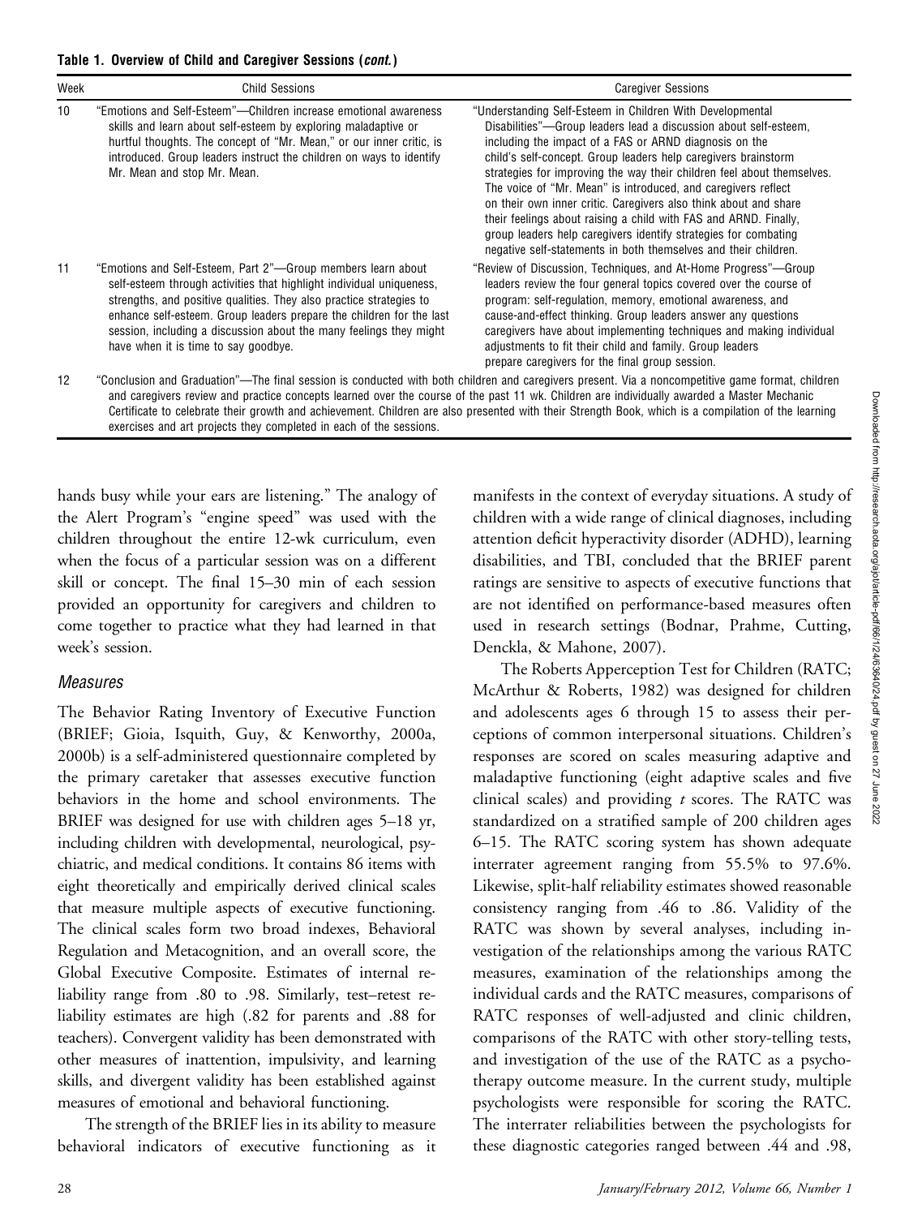**Table 1. Overview of Child and Caregiver Sessions (*cont.*)**

| Week | Child Sessions | Caregiver Sessions |
|---|---|---|
| 10 | "Emotions and Self-Esteem"—Children increase emotional awareness skills and learn about self-esteem by exploring maladaptive or hurtful thoughts. The concept of "Mr. Mean," or our inner critic, is introduced. Group leaders instruct the children on ways to identify Mr. Mean and stop Mr. Mean. | "Understanding Self-Esteem in Children With Developmental Disabilities"—Group leaders lead a discussion about self-esteem, including the impact of a FAS or ARND diagnosis on the child's self-concept. Group leaders help caregivers brainstorm strategies for improving the way their children feel about themselves. The voice of "Mr. Mean" is introduced, and caregivers reflect on their own inner critic. Caregivers also think about and share their feelings about raising a child with FAS and ARND. Finally, group leaders help caregivers identify strategies for combating negative self-statements in both themselves and their children. |
| 11 | "Emotions and Self-Esteem, Part 2"—Group members learn about self-esteem through activities that highlight individual uniqueness, strengths, and positive qualities. They also practice strategies to enhance self-esteem. Group leaders prepare the children for the last session, including a discussion about the many feelings they might have when it is time to say goodbye. | "Review of Discussion, Techniques, and At-Home Progress"—Group leaders review the four general topics covered over the course of program: self-regulation, memory, emotional awareness, and cause-and-effect thinking. Group leaders answer any questions caregivers have about implementing techniques and making individual adjustments to fit their child and family. Group leaders prepare caregivers for the final group session. |
| 12 | "Conclusion and Graduation"—The final session is conducted with both children and caregivers present. Via a noncompetitive game format, children and caregivers review and practice concepts learned over the course of the past 11 wk. Children are individually awarded a Master Mechanic Certificate to celebrate their growth and achievement. Children are also presented with their Strength Book, which is a compilation of the learning exercises and art projects they completed in each of the sessions. | |

hands busy while your ears are listening." The analogy of the Alert Program's "engine speed" was used with the children throughout the entire 12-wk curriculum, even when the focus of a particular session was on a different skill or concept. The final 15–30 min of each session provided an opportunity for caregivers and children to come together to practice what they had learned in that week's session.

### *Measures*

The Behavior Rating Inventory of Executive Function (BRIEF; Gioia, Isquith, Guy, & Kenworthy, 2000a, 2000b) is a self-administered questionnaire completed by the primary caretaker that assesses executive function behaviors in the home and school environments. The BRIEF was designed for use with children ages 5–18 yr, including children with developmental, neurological, psychiatric, and medical conditions. It contains 86 items with eight theoretically and empirically derived clinical scales that measure multiple aspects of executive functioning. The clinical scales form two broad indexes, Behavioral Regulation and Metacognition, and an overall score, the Global Executive Composite. Estimates of internal reliability range from .80 to .98. Similarly, test–retest reliability estimates are high (.82 for parents and .88 for teachers). Convergent validity has been demonstrated with other measures of inattention, impulsivity, and learning skills, and divergent validity has been established against measures of emotional and behavioral functioning.

The strength of the BRIEF lies in its ability to measure behavioral indicators of executive functioning as it manifests in the context of everyday situations. A study of children with a wide range of clinical diagnoses, including attention deficit hyperactivity disorder (ADHD), learning disabilities, and TBI, concluded that the BRIEF parent ratings are sensitive to aspects of executive functions that are not identified on performance-based measures often used in research settings (Bodnar, Prahme, Cutting, Denckla, & Mahone, 2007).

The Roberts Apperception Test for Children (RATC; McArthur & Roberts, 1982) was designed for children and adolescents ages 6 through 15 to assess their perceptions of common interpersonal situations. Children's responses are scored on scales measuring adaptive and maladaptive functioning (eight adaptive scales and five clinical scales) and providing *t* scores. The RATC was standardized on a stratified sample of 200 children ages 6–15. The RATC scoring system has shown adequate interrater agreement ranging from 55.5% to 97.6%. Likewise, split-half reliability estimates showed reasonable consistency ranging from .46 to .86. Validity of the RATC was shown by several analyses, including investigation of the relationships among the various RATC measures, examination of the relationships among the individual cards and the RATC measures, comparisons of RATC responses of well-adjusted and clinic children, comparisons of the RATC with other story-telling tests, and investigation of the use of the RATC as a psychotherapy outcome measure. In the current study, multiple psychologists were responsible for scoring the RATC. The interrater reliabilities between the psychologists for these diagnostic categories ranged between .44 and .98,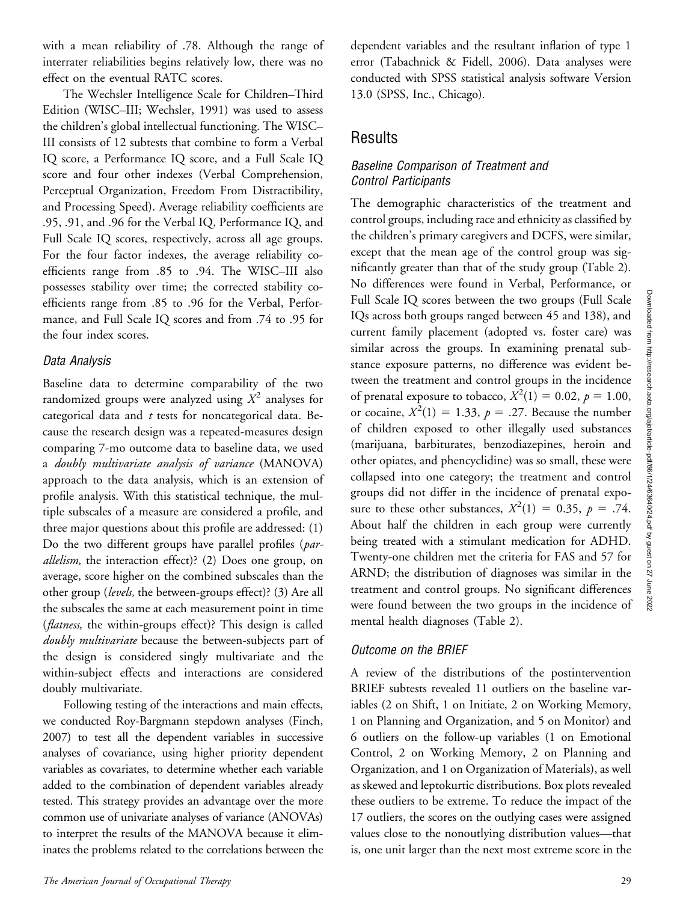with a mean reliability of .78. Although the range of interrater reliabilities begins relatively low, there was no effect on the eventual RATC scores.

The Wechsler Intelligence Scale for Children–Third Edition (WISC–III; Wechsler, 1991) was used to assess the children's global intellectual functioning. The WISC–III consists of 12 subtests that combine to form a Verbal IQ score, a Performance IQ score, and a Full Scale IQ score and four other indexes (Verbal Comprehension, Perceptual Organization, Freedom From Distractibility, and Processing Speed). Average reliability coefficients are .95, .91, and .96 for the Verbal IQ, Performance IQ, and Full Scale IQ scores, respectively, across all age groups. For the four factor indexes, the average reliability coefficients range from .85 to .94. The WISC–III also possesses stability over time; the corrected stability coefficients range from .85 to .96 for the Verbal, Performance, and Full Scale IQ scores and from .74 to .95 for the four index scores.

### Data Analysis

Baseline data to determine comparability of the two randomized groups were analyzed using $X^2$ analyses for categorical data and $t$ tests for noncategorical data. Because the research design was a repeated-measures design comparing 7-mo outcome data to baseline data, we used a *doubly multivariate analysis of variance* (MANOVA) approach to the data analysis, which is an extension of profile analysis. With this statistical technique, the multiple subscales of a measure are considered a profile, and three major questions about this profile are addressed: (1) Do the two different groups have parallel profiles (*parallelism,* the interaction effect)? (2) Does one group, on average, score higher on the combined subscales than the other group (*levels,* the between-groups effect)? (3) Are all the subscales the same at each measurement point in time (*flatness,* the within-groups effect)? This design is called *doubly multivariate* because the between-subjects part of the design is considered singly multivariate and the within-subject effects and interactions are considered doubly multivariate.

Following testing of the interactions and main effects, we conducted Roy-Bargmann stepdown analyses (Finch, 2007) to test all the dependent variables in successive analyses of covariance, using higher priority dependent variables as covariates, to determine whether each variable added to the combination of dependent variables already tested. This strategy provides an advantage over the more common use of univariate analyses of variance (ANOVAs) to interpret the results of the MANOVA because it eliminates the problems related to the correlations between the dependent variables and the resultant inflation of type 1 error (Tabachnick & Fidell, 2006). Data analyses were conducted with SPSS statistical analysis software Version 13.0 (SPSS, Inc., Chicago).

## Results

### Baseline Comparison of Treatment and Control Participants

The demographic characteristics of the treatment and control groups, including race and ethnicity as classified by the children's primary caregivers and DCFS, were similar, except that the mean age of the control group was significantly greater than that of the study group (Table 2). No differences were found in Verbal, Performance, or Full Scale IQ scores between the two groups (Full Scale IQs across both groups ranged between 45 and 138), and current family placement (adopted vs. foster care) was similar across the groups. In examining prenatal substance exposure patterns, no difference was evident between the treatment and control groups in the incidence of prenatal exposure to tobacco, $X^2(1) = 0.02$, $p = 1.00$, or cocaine, $X^2(1) = 1.33$, $p = .27$. Because the number of children exposed to other illegally used substances (marijuana, barbiturates, benzodiazepines, heroin and other opiates, and phencyclidine) was so small, these were collapsed into one category; the treatment and control groups did not differ in the incidence of prenatal exposure to these other substances, $X^2(1) = 0.35$, $p = .74$. About half the children in each group were currently being treated with a stimulant medication for ADHD. Twenty-one children met the criteria for FAS and 57 for ARND; the distribution of diagnoses was similar in the treatment and control groups. No significant differences were found between the two groups in the incidence of mental health diagnoses (Table 2).

### Outcome on the BRIEF

A review of the distributions of the postintervention BRIEF subtests revealed 11 outliers on the baseline variables (2 on Shift, 1 on Initiate, 2 on Working Memory, 1 on Planning and Organization, and 5 on Monitor) and 6 outliers on the follow-up variables (1 on Emotional Control, 2 on Working Memory, 2 on Planning and Organization, and 1 on Organization of Materials), as well as skewed and leptokurtic distributions. Box plots revealed these outliers to be extreme. To reduce the impact of the 17 outliers, the scores on the outlying cases were assigned values close to the nonoutlying distribution values—that is, one unit larger than the next most extreme score in the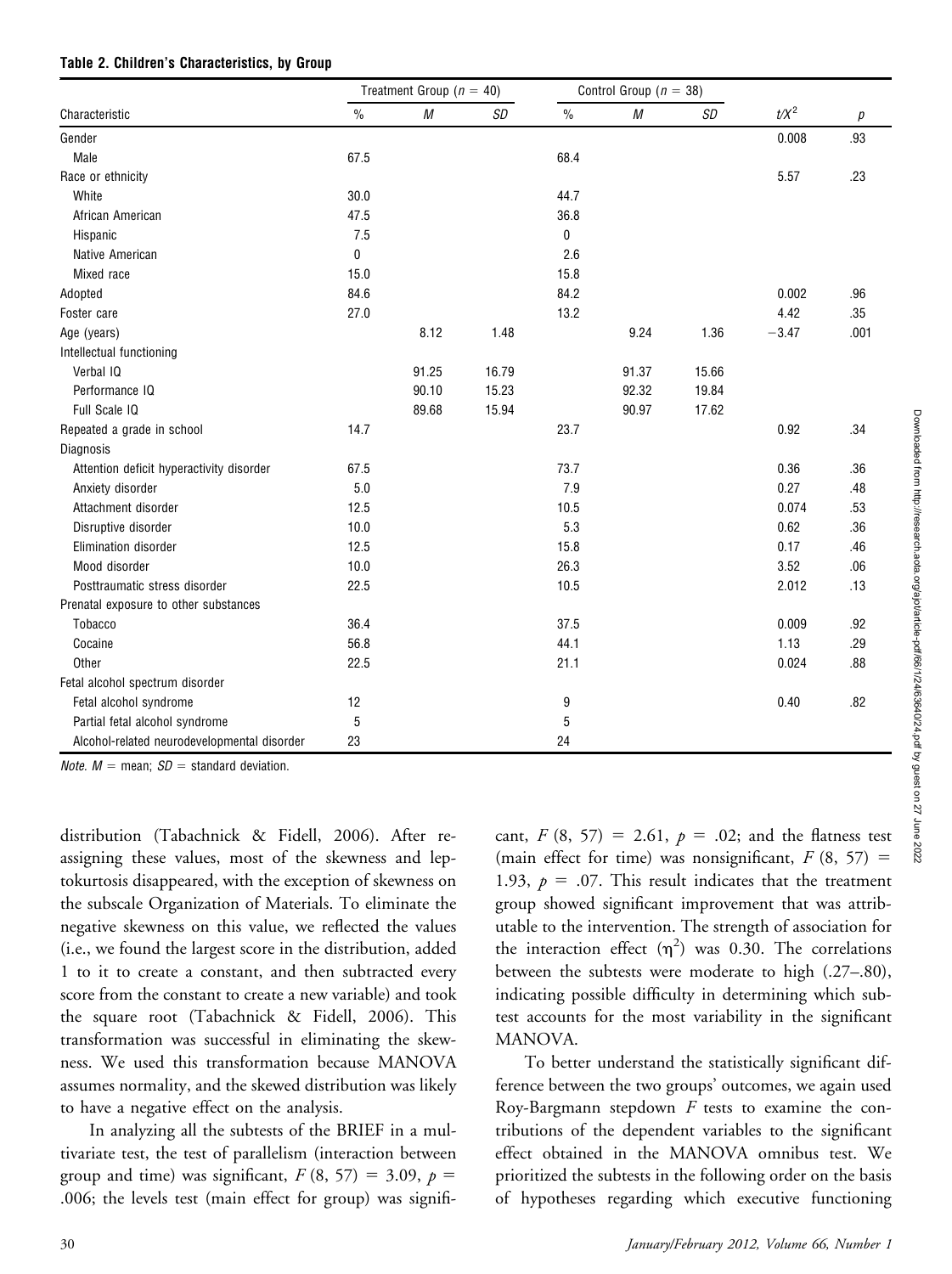**Table 2. Children's Characteristics, by Group**

| Characteristic | Treatment Group ($n$ = 40) | | | Control Group ($n$ = 38) | | | | |
|---|---|---|---|---|---|---|---|---|
| | % | *M* | *SD* | % | *M* | *SD* | $t/X^2$ | *p* |
| Gender | | | | | | | 0.008 | .93 |
| Male | 67.5 | | | 68.4 | | | | |
| Race or ethnicity | | | | | | | 5.57 | .23 |
| White | 30.0 | | | 44.7 | | | | |
| African American | 47.5 | | | 36.8 | | | | |
| Hispanic | 7.5 | | | 0 | | | | |
| Native American | 0 | | | 2.6 | | | | |
| Mixed race | 15.0 | | | 15.8 | | | | |
| Adopted | 84.6 | | | 84.2 | | | 0.002 | .96 |
| Foster care | 27.0 | | | 13.2 | | | 4.42 | .35 |
| Age (years) | | 8.12 | 1.48 | | 9.24 | 1.36 | −3.47 | .001 |
| Intellectual functioning | | | | | | | | |
| Verbal IQ | | 91.25 | 16.79 | | 91.37 | 15.66 | | |
| Performance IQ | | 90.10 | 15.23 | | 92.32 | 19.84 | | |
| Full Scale IQ | | 89.68 | 15.94 | | 90.97 | 17.62 | | |
| Repeated a grade in school | 14.7 | | | 23.7 | | | 0.92 | .34 |
| Diagnosis | | | | | | | | |
| Attention deficit hyperactivity disorder | 67.5 | | | 73.7 | | | 0.36 | .36 |
| Anxiety disorder | 5.0 | | | 7.9 | | | 0.27 | .48 |
| Attachment disorder | 12.5 | | | 10.5 | | | 0.074 | .53 |
| Disruptive disorder | 10.0 | | | 5.3 | | | 0.62 | .36 |
| Elimination disorder | 12.5 | | | 15.8 | | | 0.17 | .46 |
| Mood disorder | 10.0 | | | 26.3 | | | 3.52 | .06 |
| Posttraumatic stress disorder | 22.5 | | | 10.5 | | | 2.012 | .13 |
| Prenatal exposure to other substances | | | | | | | | |
| Tobacco | 36.4 | | | 37.5 | | | 0.009 | .92 |
| Cocaine | 56.8 | | | 44.1 | | | 1.13 | .29 |
| Other | 22.5 | | | 21.1 | | | 0.024 | .88 |
| Fetal alcohol spectrum disorder | | | | | | | | |
| Fetal alcohol syndrome | 12 | | | 9 | | | 0.40 | .82 |
| Partial fetal alcohol syndrome | 5 | | | 5 | | | | |
| Alcohol-related neurodevelopmental disorder | 23 | | | 24 | | | | |

*Note.* *M* = mean; *SD* = standard deviation.

distribution (Tabachnick & Fidell, 2006). After reassigning these values, most of the skewness and leptokurtosis disappeared, with the exception of skewness on the subscale Organization of Materials. To eliminate the negative skewness on this value, we reflected the values (i.e., we found the largest score in the distribution, added 1 to it to create a constant, and then subtracted every score from the constant to create a new variable) and took the square root (Tabachnick & Fidell, 2006). This transformation was successful in eliminating the skewness. We used this transformation because MANOVA assumes normality, and the skewed distribution was likely to have a negative effect on the analysis.

In analyzing all the subtests of the BRIEF in a multivariate test, the test of parallelism (interaction between group and time) was significant, $F$ (8, 57) = 3.09, $p$ = .006; the levels test (main effect for group) was significant, $F$ (8, 57) = 2.61, $p$ = .02; and the flatness test (main effect for time) was nonsignificant, $F$ (8, 57) = 1.93, $p$ = .07. This result indicates that the treatment group showed significant improvement that was attributable to the intervention. The strength of association for the interaction effect ($\eta^2$) was 0.30. The correlations between the subtests were moderate to high (.27–.80), indicating possible difficulty in determining which subtest accounts for the most variability in the significant MANOVA.

To better understand the statistically significant difference between the two groups' outcomes, we again used Roy-Bargmann stepdown $F$ tests to examine the contributions of the dependent variables to the significant effect obtained in the MANOVA omnibus test. We prioritized the subtests in the following order on the basis of hypotheses regarding which executive functioning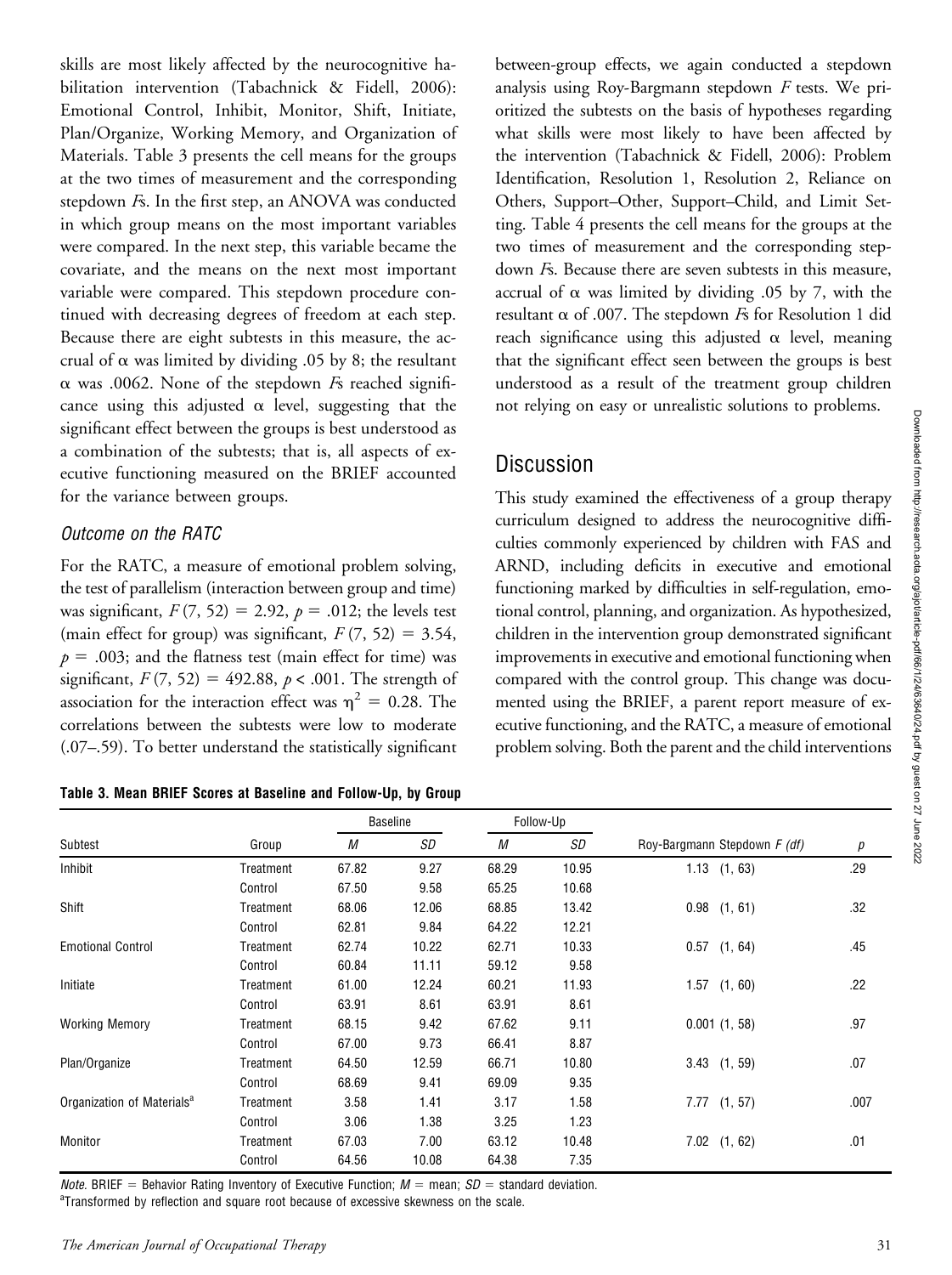skills are most likely affected by the neurocognitive habilitation intervention (Tabachnick & Fidell, 2006): Emotional Control, Inhibit, Monitor, Shift, Initiate, Plan/Organize, Working Memory, and Organization of Materials. Table 3 presents the cell means for the groups at the two times of measurement and the corresponding stepdown *F*s. In the first step, an ANOVA was conducted in which group means on the most important variables were compared. In the next step, this variable became the covariate, and the means on the next most important variable were compared. This stepdown procedure continued with decreasing degrees of freedom at each step. Because there are eight subtests in this measure, the accrual of $\alpha$ was limited by dividing .05 by 8; the resultant $\alpha$ was .0062. None of the stepdown *F*s reached significance using this adjusted $\alpha$ level, suggesting that the significant effect between the groups is best understood as a combination of the subtests; that is, all aspects of executive functioning measured on the BRIEF accounted for the variance between groups.

### *Outcome on the RATC*

For the RATC, a measure of emotional problem solving, the test of parallelism (interaction between group and time) was significant, $F(7, 52) = 2.92$, $p = .012$; the levels test (main effect for group) was significant, $F(7, 52) = 3.54$, $p = .003$; and the flatness test (main effect for time) was significant, $F(7, 52) = 492.88$, $p < .001$. The strength of association for the interaction effect was $\eta^2 = 0.28$. The correlations between the subtests were low to moderate (.07–.59). To better understand the statistically significant between-group effects, we again conducted a stepdown analysis using Roy-Bargmann stepdown *F* tests. We prioritized the subtests on the basis of hypotheses regarding what skills were most likely to have been affected by the intervention (Tabachnick & Fidell, 2006): Problem Identification, Resolution 1, Resolution 2, Reliance on Others, Support–Other, Support–Child, and Limit Setting. Table 4 presents the cell means for the groups at the two times of measurement and the corresponding stepdown *F*s. Because there are seven subtests in this measure, accrual of $\alpha$ was limited by dividing .05 by 7, with the resultant $\alpha$ of .007. The stepdown *F*s for Resolution 1 did reach significance using this adjusted $\alpha$ level, meaning that the significant effect seen between the groups is best understood as a result of the treatment group children not relying on easy or unrealistic solutions to problems.

## Discussion

This study examined the effectiveness of a group therapy curriculum designed to address the neurocognitive difficulties commonly experienced by children with FAS and ARND, including deficits in executive and emotional functioning marked by difficulties in self-regulation, emotional control, planning, and organization. As hypothesized, children in the intervention group demonstrated significant improvements in executive and emotional functioning when compared with the control group. This change was documented using the BRIEF, a parent report measure of executive functioning, and the RATC, a measure of emotional problem solving. Both the parent and the child interventions

**Table 3. Mean BRIEF Scores at Baseline and Follow-Up, by Group**

| | | Baseline | | Follow-Up | | | |
|---|---|---|---|---|---|---|---|
| Subtest | Group | *M* | *SD* | *M* | *SD* | Roy-Bargmann Stepdown *F (df)* | *p* |
| Inhibit | Treatment | 67.82 | 9.27 | 68.29 | 10.95 | 1.13 (1, 63) | .29 |
| | Control | 67.50 | 9.58 | 65.25 | 10.68 | | |
| Shift | Treatment | 68.06 | 12.06 | 68.85 | 13.42 | 0.98 (1, 61) | .32 |
| | Control | 62.81 | 9.84 | 64.22 | 12.21 | | |
| Emotional Control | Treatment | 62.74 | 10.22 | 62.71 | 10.33 | 0.57 (1, 64) | .45 |
| | Control | 60.84 | 11.11 | 59.12 | 9.58 | | |
| Initiate | Treatment | 61.00 | 12.24 | 60.21 | 11.93 | 1.57 (1, 60) | .22 |
| | Control | 63.91 | 8.61 | 63.91 | 8.61 | | |
| Working Memory | Treatment | 68.15 | 9.42 | 67.62 | 9.11 | 0.001 (1, 58) | .97 |
| | Control | 67.00 | 9.73 | 66.41 | 8.87 | | |
| Plan/Organize | Treatment | 64.50 | 12.59 | 66.71 | 10.80 | 3.43 (1, 59) | .07 |
| | Control | 68.69 | 9.41 | 69.09 | 9.35 | | |
| Organization of Materials[a] | Treatment | 3.58 | 1.41 | 3.17 | 1.58 | 7.77 (1, 57) | .007 |
| | Control | 3.06 | 1.38 | 3.25 | 1.23 | | |
| Monitor | Treatment | 67.03 | 7.00 | 63.12 | 10.48 | 7.02 (1, 62) | .01 |
| | Control | 64.56 | 10.08 | 64.38 | 7.35 | | |

*Note.* BRIEF = Behavior Rating Inventory of Executive Function; *M* = mean; *SD* = standard deviation.
[a]Transformed by reflection and square root because of excessive skewness on the scale.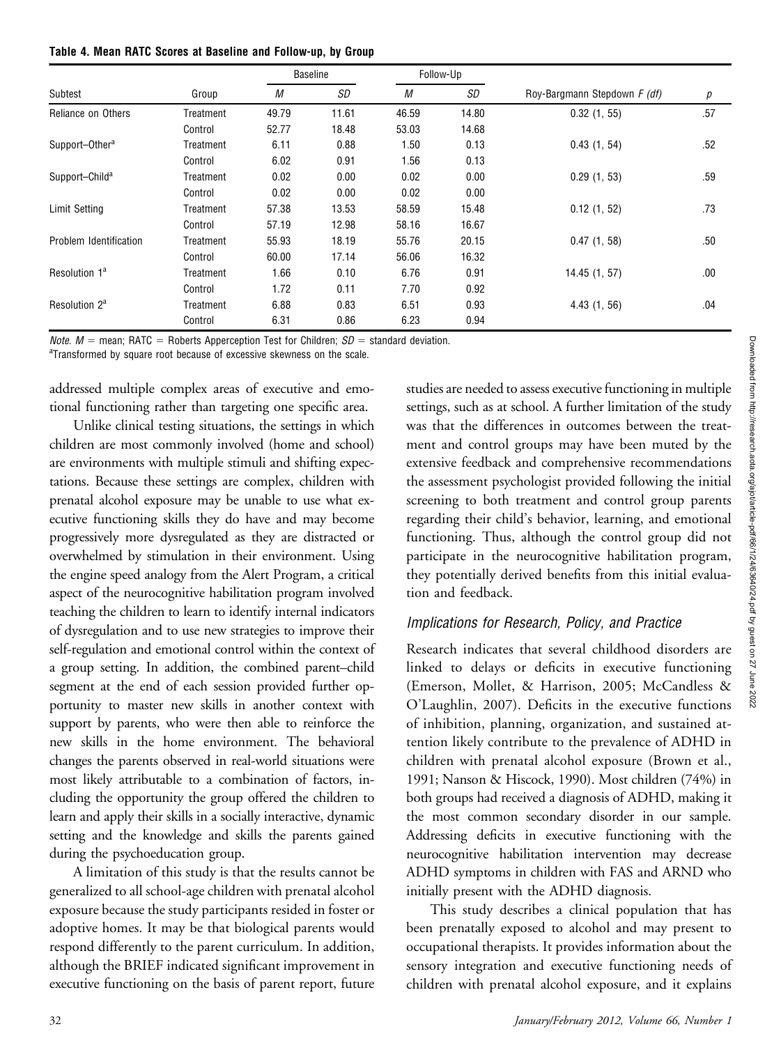**Table 4. Mean RATC Scores at Baseline and Follow-up, by Group**

| Subtest | Group | Baseline | | Follow-Up | | Roy-Bargmann Stepdown *F* (*df*) | *p* |
|---|---|---|---|---|---|---|---|
| | | *M* | *SD* | *M* | *SD* | | |
| Reliance on Others | Treatment | 49.79 | 11.61 | 46.59 | 14.80 | 0.32 (1, 55) | .57 |
| | Control | 52.77 | 18.48 | 53.03 | 14.68 | | |
| Support–Other[a] | Treatment | 6.11 | 0.88 | 1.50 | 0.13 | 0.43 (1, 54) | .52 |
| | Control | 6.02 | 0.91 | 1.56 | 0.13 | | |
| Support–Child[a] | Treatment | 0.02 | 0.00 | 0.02 | 0.00 | 0.29 (1, 53) | .59 |
| | Control | 0.02 | 0.00 | 0.02 | 0.00 | | |
| Limit Setting | Treatment | 57.38 | 13.53 | 58.59 | 15.48 | 0.12 (1, 52) | .73 |
| | Control | 57.19 | 12.98 | 58.16 | 16.67 | | |
| Problem Identification | Treatment | 55.93 | 18.19 | 55.76 | 20.15 | 0.47 (1, 58) | .50 |
| | Control | 60.00 | 17.14 | 56.06 | 16.32 | | |
| Resolution 1[a] | Treatment | 1.66 | 0.10 | 6.76 | 0.91 | 14.45 (1, 57) | .00 |
| | Control | 1.72 | 0.11 | 7.70 | 0.92 | | |
| Resolution 2[a] | Treatment | 6.88 | 0.83 | 6.51 | 0.93 | 4.43 (1, 56) | .04 |
| | Control | 6.31 | 0.86 | 6.23 | 0.94 | | |

*Note.* *M* = mean; RATC = Roberts Apperception Test for Children; *SD* = standard deviation.
[a]Transformed by square root because of excessive skewness on the scale.

addressed multiple complex areas of executive and emotional functioning rather than targeting one specific area.

Unlike clinical testing situations, the settings in which children are most commonly involved (home and school) are environments with multiple stimuli and shifting expectations. Because these settings are complex, children with prenatal alcohol exposure may be unable to use what executive functioning skills they do have and may become progressively more dysregulated as they are distracted or overwhelmed by stimulation in their environment. Using the engine speed analogy from the Alert Program, a critical aspect of the neurocognitive habilitation program involved teaching the children to learn to identify internal indicators of dysregulation and to use new strategies to improve their self-regulation and emotional control within the context of a group setting. In addition, the combined parent–child segment at the end of each session provided further opportunity to master new skills in another context with support by parents, who were then able to reinforce the new skills in the home environment. The behavioral changes the parents observed in real-world situations were most likely attributable to a combination of factors, including the opportunity the group offered the children to learn and apply their skills in a socially interactive, dynamic setting and the knowledge and skills the parents gained during the psychoeducation group.

A limitation of this study is that the results cannot be generalized to all school-age children with prenatal alcohol exposure because the study participants resided in foster or adoptive homes. It may be that biological parents would respond differently to the parent curriculum. In addition, although the BRIEF indicated significant improvement in executive functioning on the basis of parent report, future studies are needed to assess executive functioning in multiple settings, such as at school. A further limitation of the study was that the differences in outcomes between the treatment and control groups may have been muted by the extensive feedback and comprehensive recommendations the assessment psychologist provided following the initial screening to both treatment and control group parents regarding their child's behavior, learning, and emotional functioning. Thus, although the control group did not participate in the neurocognitive habilitation program, they potentially derived benefits from this initial evaluation and feedback.

### Implications for Research, Policy, and Practice

Research indicates that several childhood disorders are linked to delays or deficits in executive functioning (Emerson, Mollet, & Harrison, 2005; McCandless & O'Laughlin, 2007). Deficits in the executive functions of inhibition, planning, organization, and sustained attention likely contribute to the prevalence of ADHD in children with prenatal alcohol exposure (Brown et al., 1991; Nanson & Hiscock, 1990). Most children (74%) in both groups had received a diagnosis of ADHD, making it the most common secondary disorder in our sample. Addressing deficits in executive functioning with the neurocognitive habilitation intervention may decrease ADHD symptoms in children with FAS and ARND who initially present with the ADHD diagnosis.

This study describes a clinical population that has been prenatally exposed to alcohol and may present to occupational therapists. It provides information about the sensory integration and executive functioning needs of children with prenatal alcohol exposure, and it explains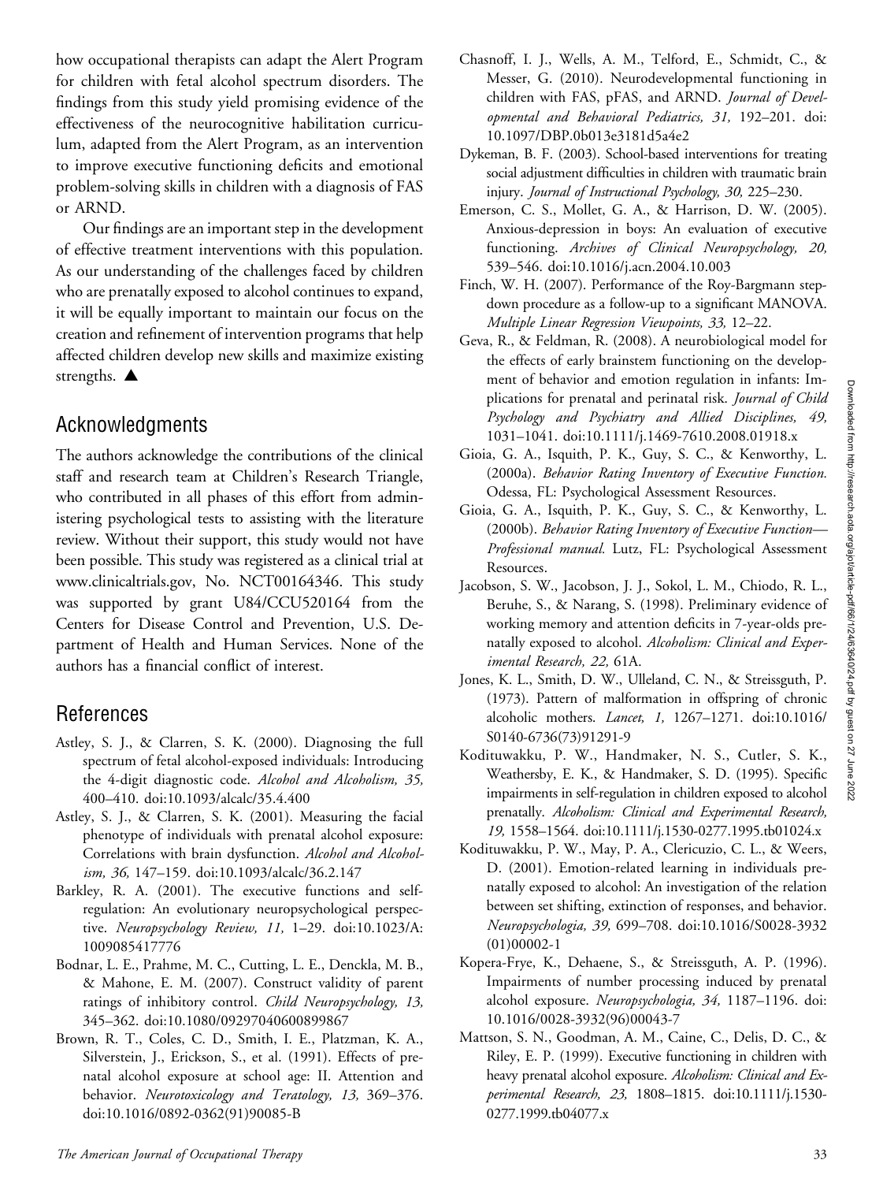how occupational therapists can adapt the Alert Program for children with fetal alcohol spectrum disorders. The findings from this study yield promising evidence of the effectiveness of the neurocognitive habilitation curriculum, adapted from the Alert Program, as an intervention to improve executive functioning deficits and emotional problem-solving skills in children with a diagnosis of FAS or ARND.

Our findings are an important step in the development of effective treatment interventions with this population. As our understanding of the challenges faced by children who are prenatally exposed to alcohol continues to expand, it will be equally important to maintain our focus on the creation and refinement of intervention programs that help affected children develop new skills and maximize existing strengths. ▲

## Acknowledgments

The authors acknowledge the contributions of the clinical staff and research team at Children's Research Triangle, who contributed in all phases of this effort from administering psychological tests to assisting with the literature review. Without their support, this study would not have been possible. This study was registered as a clinical trial at www.clinicaltrials.gov, No. NCT00164346. This study was supported by grant U84/CCU520164 from the Centers for Disease Control and Prevention, U.S. Department of Health and Human Services. None of the authors has a financial conflict of interest.

## References

Astley, S. J., & Clarren, S. K. (2000). Diagnosing the full spectrum of fetal alcohol-exposed individuals: Introducing the 4-digit diagnostic code. *Alcohol and Alcoholism, 35,* 400–410. doi:10.1093/alcalc/35.4.400

Astley, S. J., & Clarren, S. K. (2001). Measuring the facial phenotype of individuals with prenatal alcohol exposure: Correlations with brain dysfunction. *Alcohol and Alcoholism, 36,* 147–159. doi:10.1093/alcalc/36.2.147

Barkley, R. A. (2001). The executive functions and self-regulation: An evolutionary neuropsychological perspective. *Neuropsychology Review, 11,* 1–29. doi:10.1023/A:1009085417776

Bodnar, L. E., Prahme, M. C., Cutting, L. E., Denckla, M. B., & Mahone, E. M. (2007). Construct validity of parent ratings of inhibitory control. *Child Neuropsychology, 13,* 345–362. doi:10.1080/09297040600899867

Brown, R. T., Coles, C. D., Smith, I. E., Platzman, K. A., Silverstein, J., Erickson, S., et al. (1991). Effects of prenatal alcohol exposure at school age: II. Attention and behavior. *Neurotoxicology and Teratology, 13,* 369–376. doi:10.1016/0892-0362(91)90085-B

Chasnoff, I. J., Wells, A. M., Telford, E., Schmidt, C., & Messer, G. (2010). Neurodevelopmental functioning in children with FAS, pFAS, and ARND. *Journal of Developmental and Behavioral Pediatrics, 31,* 192–201. doi:10.1097/DBP.0b013e3181d5a4e2

Dykeman, B. F. (2003). School-based interventions for treating social adjustment difficulties in children with traumatic brain injury. *Journal of Instructional Psychology, 30,* 225–230.

Emerson, C. S., Mollet, G. A., & Harrison, D. W. (2005). Anxious-depression in boys: An evaluation of executive functioning. *Archives of Clinical Neuropsychology, 20,* 539–546. doi:10.1016/j.acn.2004.10.003

Finch, W. H. (2007). Performance of the Roy-Bargmann stepdown procedure as a follow-up to a significant MANOVA. *Multiple Linear Regression Viewpoints, 33,* 12–22.

Geva, R., & Feldman, R. (2008). A neurobiological model for the effects of early brainstem functioning on the development of behavior and emotion regulation in infants: Implications for prenatal and perinatal risk. *Journal of Child Psychology and Psychiatry and Allied Disciplines, 49,* 1031–1041. doi:10.1111/j.1469-7610.2008.01918.x

Gioia, G. A., Isquith, P. K., Guy, S. C., & Kenworthy, L. (2000a). *Behavior Rating Inventory of Executive Function.* Odessa, FL: Psychological Assessment Resources.

Gioia, G. A., Isquith, P. K., Guy, S. C., & Kenworthy, L. (2000b). *Behavior Rating Inventory of Executive Function—Professional manual.* Lutz, FL: Psychological Assessment Resources.

Jacobson, S. W., Jacobson, J. J., Sokol, L. M., Chiodo, R. L., Beruhe, S., & Narang, S. (1998). Preliminary evidence of working memory and attention deficits in 7-year-olds prenatally exposed to alcohol. *Alcoholism: Clinical and Experimental Research, 22,* 61A.

Jones, K. L., Smith, D. W., Ulleland, C. N., & Streissguth, P. (1973). Pattern of malformation in offspring of chronic alcoholic mothers. *Lancet, 1,* 1267–1271. doi:10.1016/S0140-6736(73)91291-9

Kodituwakku, P. W., Handmaker, N. S., Cutler, S. K., Weathersby, E. K., & Handmaker, S. D. (1995). Specific impairments in self-regulation in children exposed to alcohol prenatally. *Alcoholism: Clinical and Experimental Research, 19,* 1558–1564. doi:10.1111/j.1530-0277.1995.tb01024.x

Kodituwakku, P. W., May, P. A., Clericuzio, C. L., & Weers, D. (2001). Emotion-related learning in individuals prenatally exposed to alcohol: An investigation of the relation between set shifting, extinction of responses, and behavior. *Neuropsychologia, 39,* 699–708. doi:10.1016/S0028-3932(01)00002-1

Kopera-Frye, K., Dehaene, S., & Streissguth, A. P. (1996). Impairments of number processing induced by prenatal alcohol exposure. *Neuropsychologia, 34,* 1187–1196. doi:10.1016/0028-3932(96)00043-7

Mattson, S. N., Goodman, A. M., Caine, C., Delis, D. C., & Riley, E. P. (1999). Executive functioning in children with heavy prenatal alcohol exposure. *Alcoholism: Clinical and Experimental Research, 23,* 1808–1815. doi:10.1111/j.1530-0277.1999.tb04077.x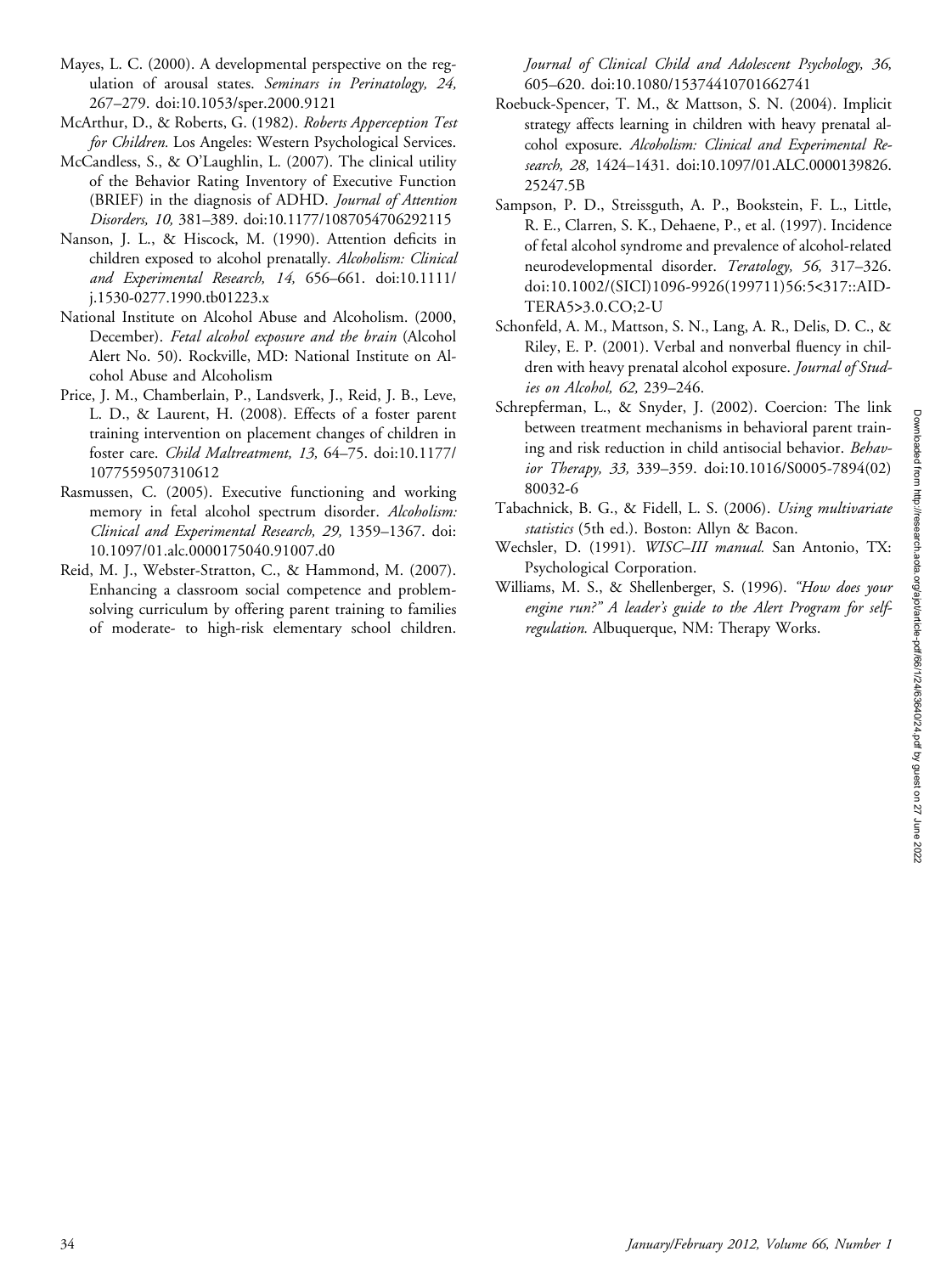Mayes, L. C. (2000). A developmental perspective on the regulation of arousal states. *Seminars in Perinatology, 24,* 267–279. doi:10.1053/sper.2000.9121

McArthur, D., & Roberts, G. (1982). *Roberts Apperception Test for Children.* Los Angeles: Western Psychological Services.

McCandless, S., & O'Laughlin, L. (2007). The clinical utility of the Behavior Rating Inventory of Executive Function (BRIEF) in the diagnosis of ADHD. *Journal of Attention Disorders, 10,* 381–389. doi:10.1177/1087054706292115

Nanson, J. L., & Hiscock, M. (1990). Attention deficits in children exposed to alcohol prenatally. *Alcoholism: Clinical and Experimental Research, 14,* 656–661. doi:10.1111/j.1530-0277.1990.tb01223.x

National Institute on Alcohol Abuse and Alcoholism. (2000, December). *Fetal alcohol exposure and the brain* (Alcohol Alert No. 50). Rockville, MD: National Institute on Alcohol Abuse and Alcoholism

Price, J. M., Chamberlain, P., Landsverk, J., Reid, J. B., Leve, L. D., & Laurent, H. (2008). Effects of a foster parent training intervention on placement changes of children in foster care. *Child Maltreatment, 13,* 64–75. doi:10.1177/1077559507310612

Rasmussen, C. (2005). Executive functioning and working memory in fetal alcohol spectrum disorder. *Alcoholism: Clinical and Experimental Research, 29,* 1359–1367. doi:10.1097/01.alc.0000175040.91007.d0

Reid, M. J., Webster-Stratton, C., & Hammond, M. (2007). Enhancing a classroom social competence and problem-solving curriculum by offering parent training to families of moderate- to high-risk elementary school children. *Journal of Clinical Child and Adolescent Psychology, 36,* 605–620. doi:10.1080/15374410701662741

Roebuck-Spencer, T. M., & Mattson, S. N. (2004). Implicit strategy affects learning in children with heavy prenatal alcohol exposure. *Alcoholism: Clinical and Experimental Research, 28,* 1424–1431. doi:10.1097/01.ALC.0000139826.25247.5B

Sampson, P. D., Streissguth, A. P., Bookstein, F. L., Little, R. E., Clarren, S. K., Dehaene, P., et al. (1997). Incidence of fetal alcohol syndrome and prevalence of alcohol-related neurodevelopmental disorder. *Teratology, 56,* 317–326. doi:10.1002/(SICI)1096-9926(199711)56:5<317::AID-TERA5>3.0.CO;2-U

Schonfeld, A. M., Mattson, S. N., Lang, A. R., Delis, D. C., & Riley, E. P. (2001). Verbal and nonverbal fluency in children with heavy prenatal alcohol exposure. *Journal of Studies on Alcohol, 62,* 239–246.

Schrepferman, L., & Snyder, J. (2002). Coercion: The link between treatment mechanisms in behavioral parent training and risk reduction in child antisocial behavior. *Behavior Therapy, 33,* 339–359. doi:10.1016/S0005-7894(02)80032-6

Tabachnick, B. G., & Fidell, L. S. (2006). *Using multivariate statistics* (5th ed.). Boston: Allyn & Bacon.

Wechsler, D. (1991). *WISC–III manual.* San Antonio, TX: Psychological Corporation.

Williams, M. S., & Shellenberger, S. (1996). *"How does your engine run?" A leader's guide to the Alert Program for self-regulation.* Albuquerque, NM: Therapy Works.